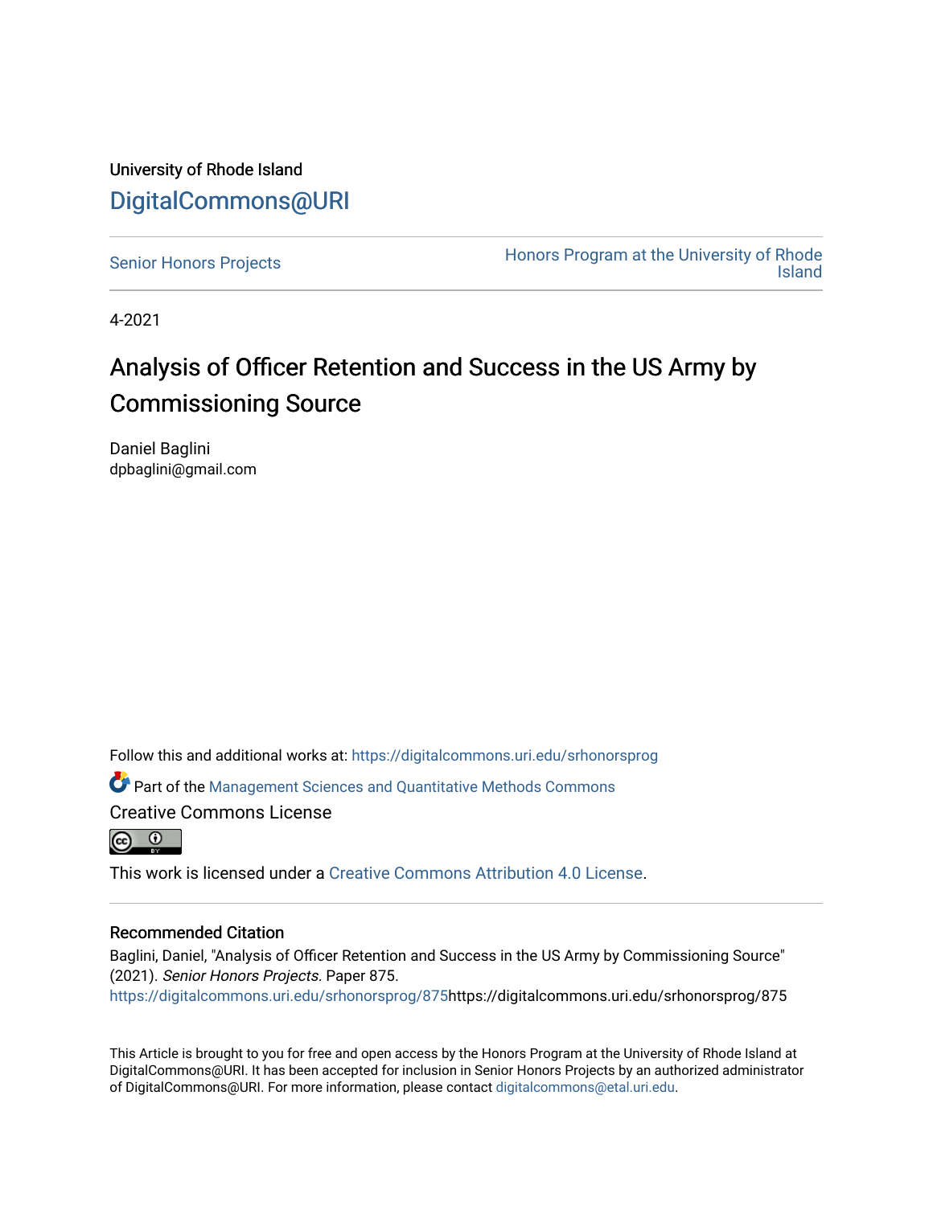University of Rhode Island

DigitalCommons@URI

Senior Honors Projects

Honors Program at the University of Rhode Island

4-2021

# Analysis of Officer Retention and Success in the US Army by Commissioning Source

Daniel Baglini
dpbaglini@gmail.com

Follow this and additional works at: https://digitalcommons.uri.edu/srhonorsprog

Part of the Management Sciences and Quantitative Methods Commons

Creative Commons License

This work is licensed under a Creative Commons Attribution 4.0 License.

## Recommended Citation

Baglini, Daniel, "Analysis of Officer Retention and Success in the US Army by Commissioning Source" (2021). *Senior Honors Projects.* Paper 875.
https://digitalcommons.uri.edu/srhonorsprog/875https://digitalcommons.uri.edu/srhonorsprog/875

This Article is brought to you for free and open access by the Honors Program at the University of Rhode Island at DigitalCommons@URI. It has been accepted for inclusion in Senior Honors Projects by an authorized administrator of DigitalCommons@URI. For more information, please contact digitalcommons@etal.uri.edu.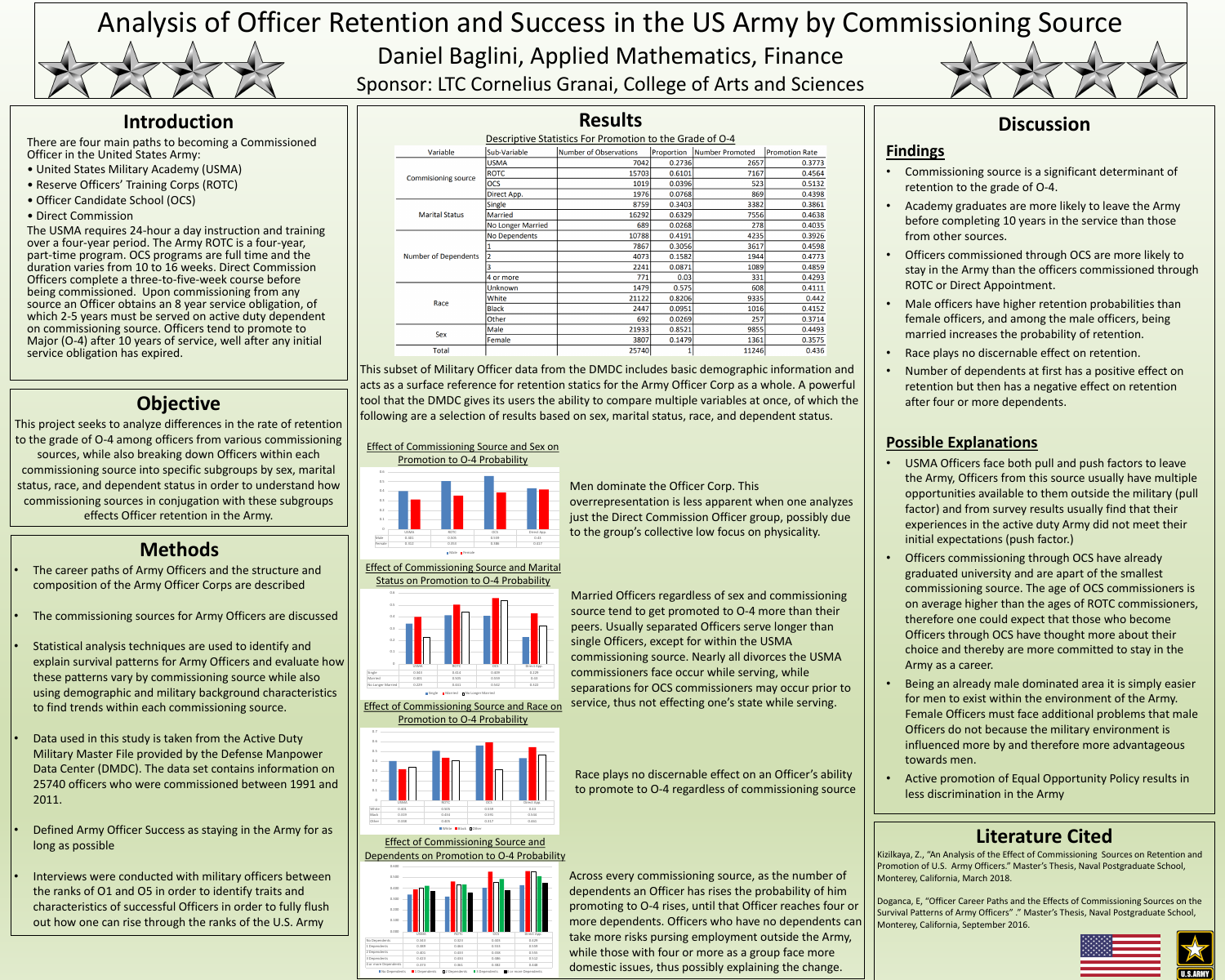# Analysis of Officer Retention and Success in the US Army by Commissioning Source

Daniel Baglini, Applied Mathematics, Finance

Sponsor: LTC Cornelius Granai, College of Arts and Sciences

## Introduction

There are four main paths to becoming a Commissioned Officer in the United States Army:

- United States Military Academy (USMA)
- Reserve Officers' Training Corps (ROTC)
- Officer Candidate School (OCS)
- Direct Commission

The USMA requires 24-hour a day instruction and training over a four-year period. The Army ROTC is a four-year, part-time program. OCS programs are full time and the duration varies from 10 to 16 weeks. Direct Commission Officers complete a three-to-five-week course before being commissioned. Upon commissioning from any source an Officer obtains an 8 year service obligation, of which 2-5 years must be served on active duty dependent on commissioning source. Officers tend to promote to Major (O-4) after 10 years of service, well after any initial service obligation has expired.

## Objective

This project seeks to analyze differences in the rate of retention to the grade of O-4 among officers from various commissioning sources, while also breaking down Officers within each commissioning source into specific subgroups by sex, marital status, race, and dependent status in order to understand how commissioning sources in conjugation with these subgroups effects Officer retention in the Army.

## Methods

- The career paths of Army Officers and the structure and composition of the Army Officer Corps are described
- The commissioning sources for Army Officers are discussed
- Statistical analysis techniques are used to identify and explain survival patterns for Army Officers and evaluate how these patterns vary by commissioning source while also using demographic and military background characteristics to find trends within each commissioning source.
- Data used in this study is taken from the Active Duty Military Master File provided by the Defense Manpower Data Center (DMDC). The data set contains information on 25740 officers who were commissioned between 1991 and 2011.
- Defined Army Officer Success as staying in the Army for as long as possible
- Interviews were conducted with military officers between the ranks of O1 and O5 in order to identify traits and characteristics of successful Officers in order to fully flush out how one can rise through the ranks of the U.S. Army

## Results

Descriptive Statistics For Promotion to the Grade of O-4

| Variable | Sub-Variable | Number of Observations | Proportion | Number Promoted | Promotion Rate |
|---|---|---|---|---|---|
| Commisioning source | USMA | 7042 | 0.2736 | 2657 | 0.3773 |
| | ROTC | 15703 | 0.6101 | 7167 | 0.4564 |
| | OCS | 1019 | 0.0396 | 523 | 0.5132 |
| | Direct App. | 1976 | 0.0768 | 869 | 0.4398 |
| Marital Status | Single | 8759 | 0.3403 | 3382 | 0.3861 |
| | Married | 16292 | 0.6329 | 7556 | 0.4638 |
| | No Longer Married | 689 | 0.0268 | 278 | 0.4035 |
| Number of Dependents | No Dependents | 10788 | 0.4191 | 4235 | 0.3926 |
| | 1 | 7867 | 0.3056 | 3617 | 0.4598 |
| | 2 | 4073 | 0.1582 | 1944 | 0.4773 |
| | 3 | 2241 | 0.0871 | 1089 | 0.4859 |
| | 4 or more | 771 | 0.03 | 331 | 0.4293 |
| Race | Unknown | 1479 | 0.575 | 608 | 0.4111 |
| | White | 21122 | 0.8206 | 9335 | 0.442 |
| | Black | 2447 | 0.0951 | 1016 | 0.4152 |
| | Other | 692 | 0.0269 | 257 | 0.3714 |
| Sex | Male | 21933 | 0.8521 | 9855 | 0.4493 |
| | Female | 3807 | 0.1479 | 1361 | 0.3575 |
| Total | | 25740 | 1 | 11246 | 0.436 |

This subset of Military Officer data from the DMDC includes basic demographic information and acts as a surface reference for retention statics for the Army Officer Corp as a whole. A powerful tool that the DMDC gives its users the ability to compare multiple variables at once, of which the following are a selection of results based on sex, marital status, race, and dependent status.

Effect of Commissioning Source and Sex on Promotion to O-4 Probability

Men dominate the Officer Corp. This overrepresentation is less apparent when one analyzes just the Direct Commission Officer group, possibly due to the group's collective low focus on physicality.

Effect of Commissioning Source and Marital Status on Promotion to O-4 Probability

Married Officers regardless of sex and commissioning source tend to get promoted to O-4 more than their peers. Usually separated Officers serve longer than single Officers, except for within the USMA commissioning source. Nearly all divorces the USMA commissioners face occur while serving, while separations for OCS commissioners may occur prior to service, thus not effecting one's state while serving.

Effect of Commissioning Source and Race on Promotion to O-4 Probability

Race plays no discernable effect on an Officer's ability to promote to O-4 regardless of commissioning source

Effect of Commissioning Source and Dependents on Promotion to O-4 Probability

Across every commissioning source, as the number of dependents an Officer has rises the probability of him promoting to O-4 rises, until that Officer reaches four or more dependents. Officers who have no dependents can take more risks pursing employment outside the Army, while those with four or more as a group face more domestic issues, thus possibly explaining the change.

## Discussion

### Findings

- Commissioning source is a significant determinant of retention to the grade of O-4.
- Academy graduates are more likely to leave the Army before completing 10 years in the service than those from other sources.
- Officers commissioned through OCS are more likely to stay in the Army than the officers commissioned through ROTC or Direct Appointment.
- Male officers have higher retention probabilities than female officers, and among the male officers, being married increases the probability of retention.
- Race plays no discernable effect on retention.
- Number of dependents at first has a positive effect on retention but then has a negative effect on retention after four or more dependents.

### Possible Explanations

- USMA Officers face both pull and push factors to leave the Army, Officers from this source usually have multiple opportunities available to them outside the military (pull factor) and from survey results usually find that their experiences in the active duty Army did not meet their initial expectations (push factor.)
- Officers commissioning through OCS have already graduated university and are apart of the smallest commissioning source. The age of OCS commissioners is on average higher than the ages of ROTC commissioners, therefore one could expect that those who become Officers through OCS have thought more about their choice and thereby are more committed to stay in the Army as a career.
- Being an already male dominated area it is simply easier for men to exist within the environment of the Army. Female Officers must face additional problems that male Officers do not because the military environment is influenced more by and therefore more advantageous towards men.
- Active promotion of Equal Opportunity Policy results in less discrimination in the Army

## Literature Cited

Kizilkaya, Z., "An Analysis of the Effect of Commissioning Sources on Retention and Promotion of U.S. Army Officers." Master's Thesis, Naval Postgraduate School, Monterey, California, March 2018.

Doganca, E, "Officer Career Paths and the Effects of Commissioning Sources on the Survival Patterns of Army Officers" ." Master's Thesis, Naval Postgraduate School, Monterey, California, September 2016.